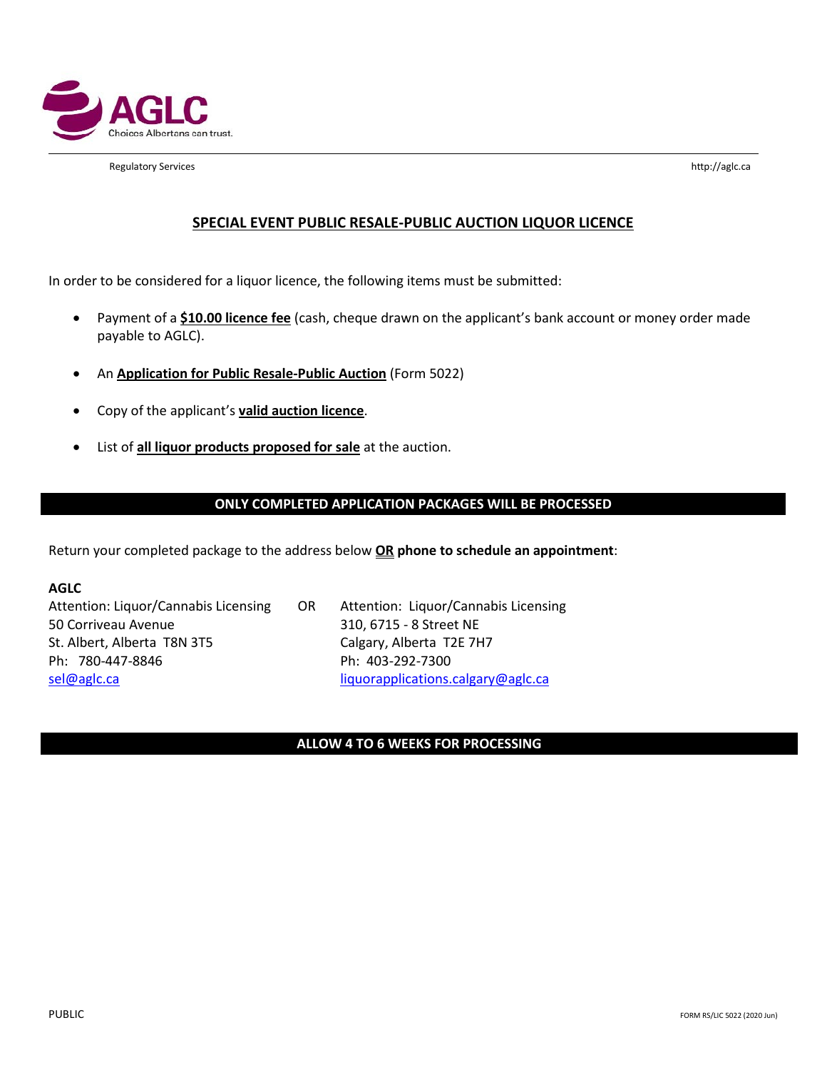AGLC

Choices Albertans can trust.

Regulatory Services http://aglc.ca

# SPECIAL EVENT PUBLIC RESALE-PUBLIC AUCTION LIQUOR LICENCE

In order to be considered for a liquor licence, the following items must be submitted:

- Payment of a **$10.00 licence fee** (cash, cheque drawn on the applicant's bank account or money order made payable to AGLC).
- An **Application for Public Resale-Public Auction** (Form 5022)
- Copy of the applicant's **valid auction licence**.
- List of **all liquor products proposed for sale** at the auction.

**ONLY COMPLETED APPLICATION PACKAGES WILL BE PROCESSED**

Return your completed package to the address below **OR phone to schedule an appointment**:

**AGLC**

Attention: Liquor/Cannabis Licensing
50 Corriveau Avenue
St. Albert, Alberta T8N 3T5
Ph: 780-447-8846
sel@aglc.ca

OR

Attention: Liquor/Cannabis Licensing
310, 6715 - 8 Street NE
Calgary, Alberta T2E 7H7
Ph: 403-292-7300
liquorapplications.calgary@aglc.ca

**ALLOW 4 TO 6 WEEKS FOR PROCESSING**

PUBLIC FORM RS/LIC 5022 (2020 Jun)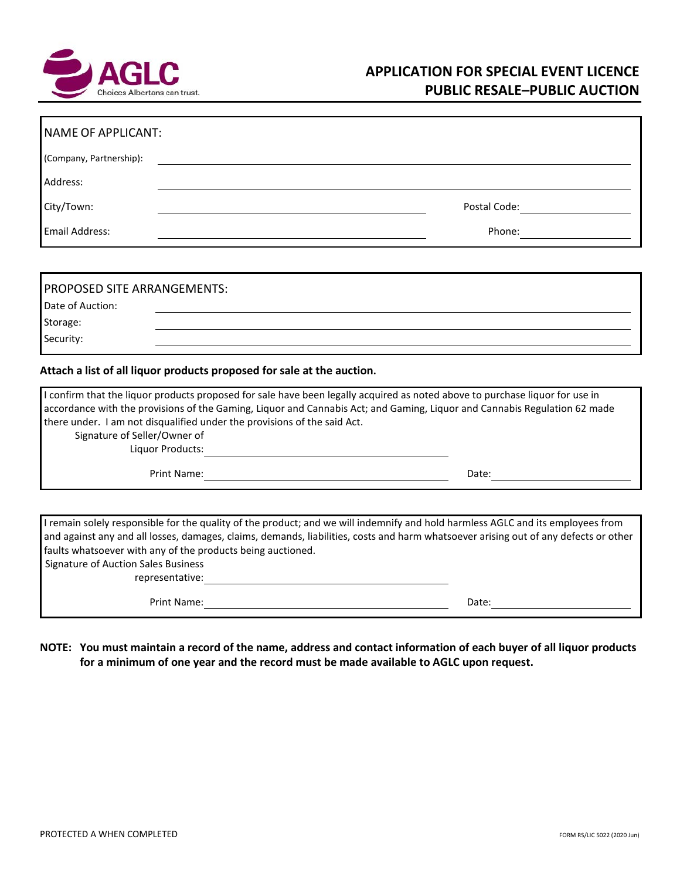AGLC
Choices Albertans can trust.

# APPLICATION FOR SPECIAL EVENT LICENCE
## PUBLIC RESALE–PUBLIC AUCTION

NAME OF APPLICANT:

(Company, Partnership): ____________________

Address: ____________________

City/Town: ____________________ Postal Code: ____________________

Email Address: ____________________ Phone: ____________________

PROPOSED SITE ARRANGEMENTS:

Date of Auction: ____________________

Storage: ____________________

Security: ____________________

**Attach a list of all liquor products proposed for sale at the auction.**

I confirm that the liquor products proposed for sale have been legally acquired as noted above to purchase liquor for use in accordance with the provisions of the Gaming, Liquor and Cannabis Act; and Gaming, Liquor and Cannabis Regulation 62 made there under. I am not disqualified under the provisions of the said Act.

Signature of Seller/Owner of Liquor Products: ____________________

Print Name: ____________________ Date: ____________________

I remain solely responsible for the quality of the product; and we will indemnify and hold harmless AGLC and its employees from and against any and all losses, damages, claims, demands, liabilities, costs and harm whatsoever arising out of any defects or other faults whatsoever with any of the products being auctioned.

Signature of Auction Sales Business representative: ____________________

Print Name: ____________________ Date: ____________________

**NOTE: You must maintain a record of the name, address and contact information of each buyer of all liquor products for a minimum of one year and the record must be made available to AGLC upon request.**

PROTECTED A WHEN COMPLETED

FORM RS/LIC 5022 (2020 Jun)